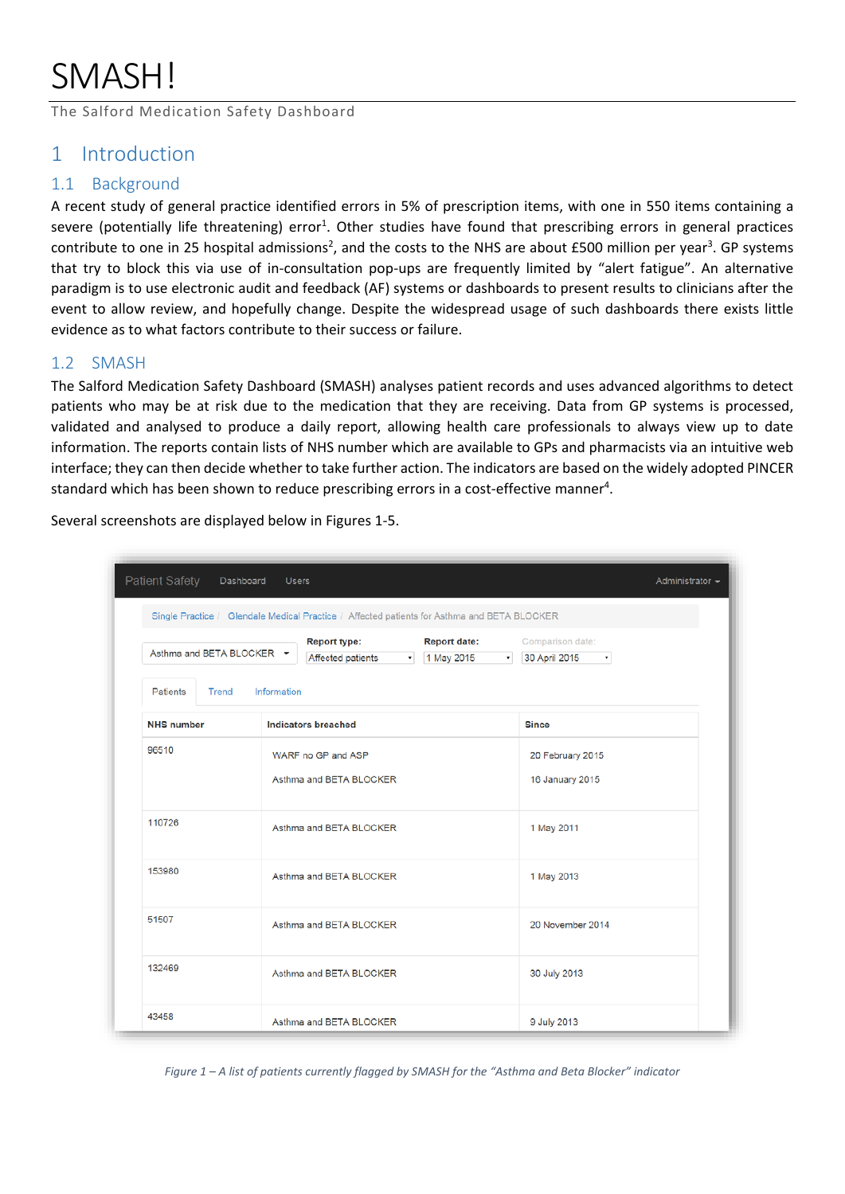# SMASH!

The Salford Medication Safety Dashboard

## 1 Introduction

### 1.1 Background

A recent study of general practice identified errors in 5% of prescription items, with one in 550 items containing a severe (potentially life threatening) error[1]. Other studies have found that prescribing errors in general practices contribute to one in 25 hospital admissions[2], and the costs to the NHS are about £500 million per year[3]. GP systems that try to block this via use of in-consultation pop-ups are frequently limited by "alert fatigue". An alternative paradigm is to use electronic audit and feedback (AF) systems or dashboards to present results to clinicians after the event to allow review, and hopefully change. Despite the widespread usage of such dashboards there exists little evidence as to what factors contribute to their success or failure.

### 1.2 SMASH

The Salford Medication Safety Dashboard (SMASH) analyses patient records and uses advanced algorithms to detect patients who may be at risk due to the medication that they are receiving. Data from GP systems is processed, validated and analysed to produce a daily report, allowing health care professionals to always view up to date information. The reports contain lists of NHS number which are available to GPs and pharmacists via an intuitive web interface; they can then decide whether to take further action. The indicators are based on the widely adopted PINCER standard which has been shown to reduce prescribing errors in a cost-effective manner[4].

Several screenshots are displayed below in Figures 1-5.

*Figure 1 – A list of patients currently flagged by SMASH for the "Asthma and Beta Blocker" indicator*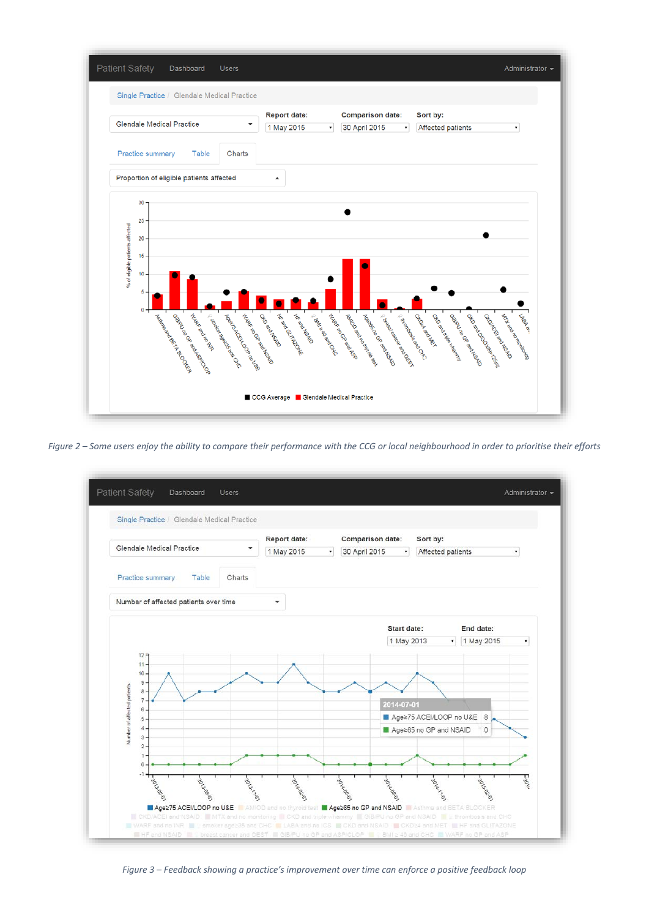*Figure 2 – Some users enjoy the ability to compare their performance with the CCG or local neighbourhood in order to prioritise their efforts*

*Figure 3 – Feedback showing a practice's improvement over time can enforce a positive feedback loop*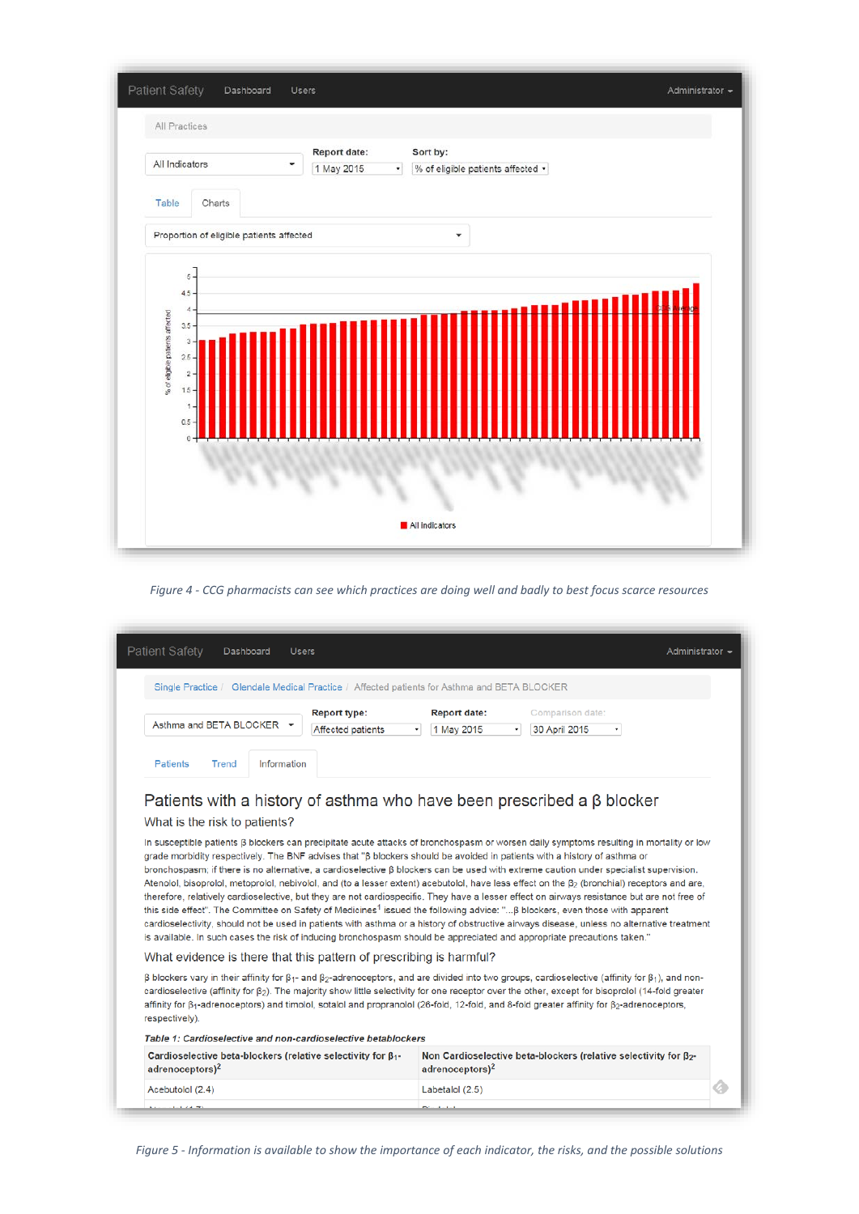Patient Safety  Dashboard  Users  Administrator

All Practices

All Indicators | Report date: 1 May 2015 | Sort by: % of eligible patients affected

Table | Charts

Proportion of eligible patients affected

All Indicators

*Figure 4 - CCG pharmacists can see which practices are doing well and badly to best focus scarce resources*

Patient Safety  Dashboard  Users  Administrator

Single Practice / Glendale Medical Practice / Affected patients for Asthma and BETA BLOCKER

Asthma and BETA BLOCKER | Report type: Affected patients | Report date: 1 May 2015 | Comparison date: 30 April 2015

Patients | Trend | Information

## Patients with a history of asthma who have been prescribed a β blocker

### What is the risk to patients?

In susceptible patients β blockers can precipitate acute attacks of bronchospasm or worsen daily symptoms resulting in mortality or low grade morbidity respectively. The BNF advises that "β blockers should be avoided in patients with a history of asthma or bronchospasm; if there is no alternative, a cardioselective β blockers can be used with extreme caution under specialist supervision. Atenolol, bisoprolol, metoprolol, nebivolol, and (to a lesser extent) acebutolol, have less effect on the $β_2$ (bronchial) receptors and are, therefore, relatively cardioselective, but they are not cardiospecific. They have a lesser effect on airways resistance but are not free of this side effect". The Committee on Safety of Medicines[1] issued the following advice: "...β blockers, even those with apparent cardioselectivity, should not be used in patients with asthma or a history of obstructive airways disease, unless no alternative treatment is available. In such cases the risk of inducing bronchospasm should be appreciated and appropriate precautions taken."

### What evidence is there that this pattern of prescribing is harmful?

β blockers vary in their affinity for $β_1$- and $β_2$-adrenoceptors, and are divided into two groups, cardioselective (affinity for $β_1$), and non-cardioselective (affinity for $β_2$). The majority show little selectivity for one receptor over the other, except for bisoprolol (14-fold greater affinity for $β_1$-adrenoceptors) and timolol, sotalol and propranolol (26-fold, 12-fold, and 8-fold greater affinity for $β_2$-adrenoceptors, respectively).

***Table 1: Cardioselective and non-cardioselective betablockers***

| Cardioselective beta-blockers (relative selectivity for $β_1$-adrenoceptors)[2] | Non Cardioselective beta-blockers (relative selectivity for $β_2$-adrenoceptors)[2] |
| --- | --- |
| Acebutolol (2.4) | Labetalol (2.5) |

*Figure 5 - Information is available to show the importance of each indicator, the risks, and the possible solutions*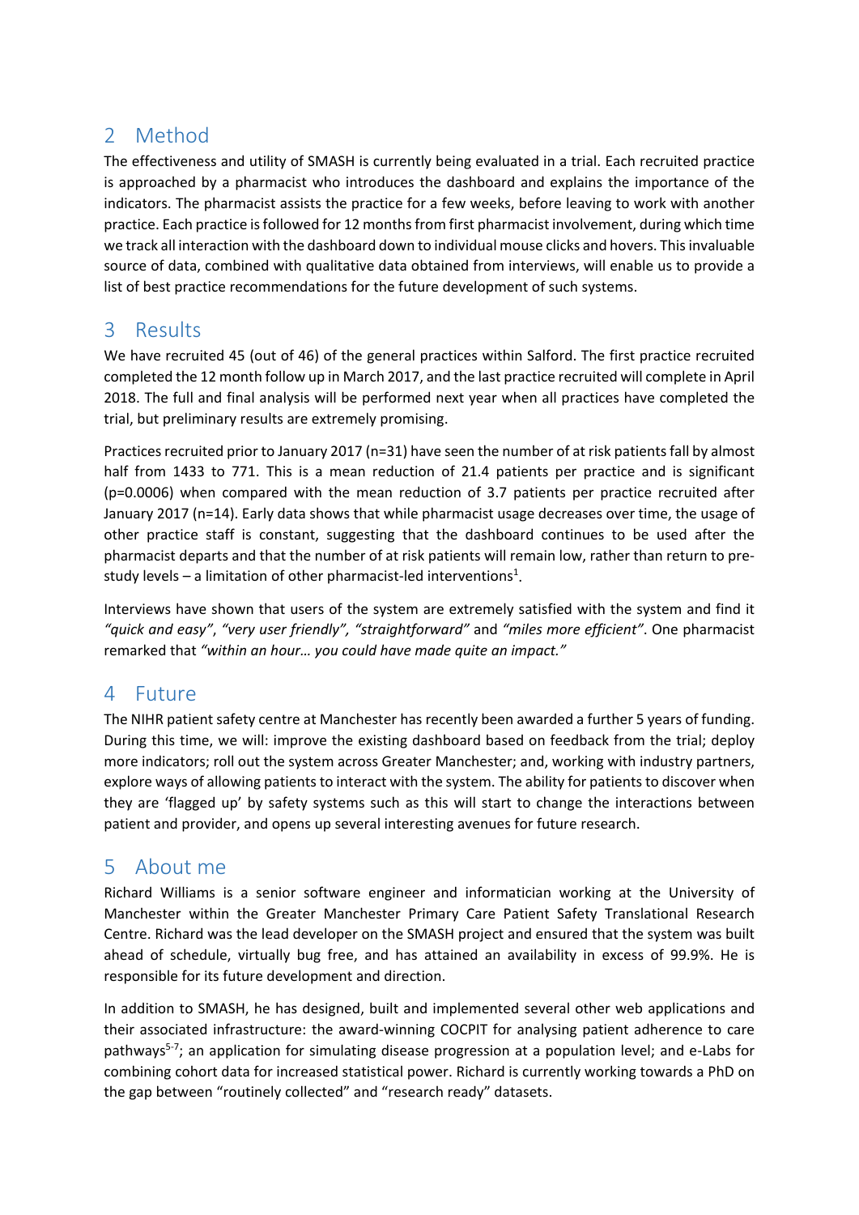## 2 Method

The effectiveness and utility of SMASH is currently being evaluated in a trial. Each recruited practice is approached by a pharmacist who introduces the dashboard and explains the importance of the indicators. The pharmacist assists the practice for a few weeks, before leaving to work with another practice. Each practice is followed for 12 months from first pharmacist involvement, during which time we track all interaction with the dashboard down to individual mouse clicks and hovers. This invaluable source of data, combined with qualitative data obtained from interviews, will enable us to provide a list of best practice recommendations for the future development of such systems.

## 3 Results

We have recruited 45 (out of 46) of the general practices within Salford. The first practice recruited completed the 12 month follow up in March 2017, and the last practice recruited will complete in April 2018. The full and final analysis will be performed next year when all practices have completed the trial, but preliminary results are extremely promising.

Practices recruited prior to January 2017 (n=31) have seen the number of at risk patients fall by almost half from 1433 to 771. This is a mean reduction of 21.4 patients per practice and is significant (p=0.0006) when compared with the mean reduction of 3.7 patients per practice recruited after January 2017 (n=14). Early data shows that while pharmacist usage decreases over time, the usage of other practice staff is constant, suggesting that the dashboard continues to be used after the pharmacist departs and that the number of at risk patients will remain low, rather than return to pre-study levels – a limitation of other pharmacist-led interventions[1].

Interviews have shown that users of the system are extremely satisfied with the system and find it *"quick and easy"*, *"very user friendly"*, *"straightforward"* and *"miles more efficient"*. One pharmacist remarked that *"within an hour… you could have made quite an impact."*

## 4 Future

The NIHR patient safety centre at Manchester has recently been awarded a further 5 years of funding. During this time, we will: improve the existing dashboard based on feedback from the trial; deploy more indicators; roll out the system across Greater Manchester; and, working with industry partners, explore ways of allowing patients to interact with the system. The ability for patients to discover when they are 'flagged up' by safety systems such as this will start to change the interactions between patient and provider, and opens up several interesting avenues for future research.

## 5 About me

Richard Williams is a senior software engineer and informatician working at the University of Manchester within the Greater Manchester Primary Care Patient Safety Translational Research Centre. Richard was the lead developer on the SMASH project and ensured that the system was built ahead of schedule, virtually bug free, and has attained an availability in excess of 99.9%. He is responsible for its future development and direction.

In addition to SMASH, he has designed, built and implemented several other web applications and their associated infrastructure: the award-winning COCPIT for analysing patient adherence to care pathways[5-7]; an application for simulating disease progression at a population level; and e-Labs for combining cohort data for increased statistical power. Richard is currently working towards a PhD on the gap between "routinely collected" and "research ready" datasets.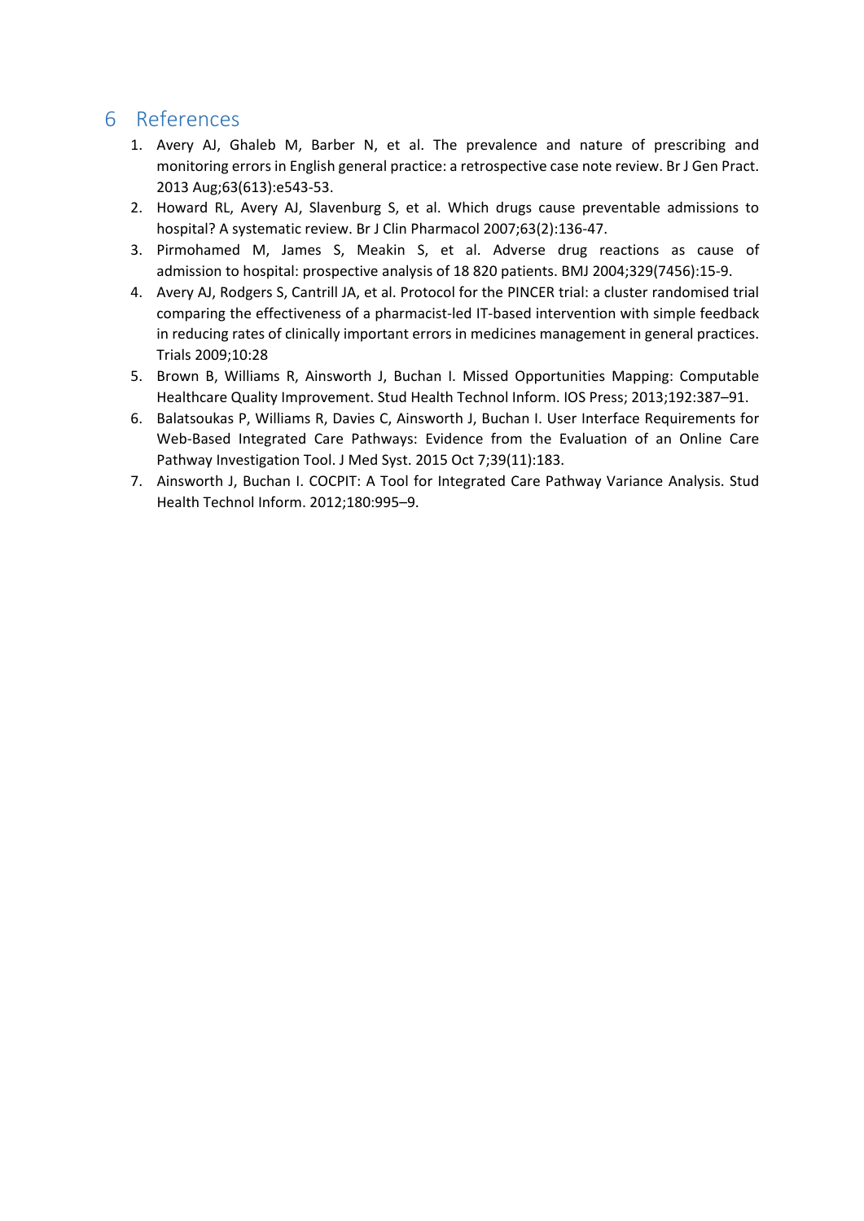# 6 References

1. Avery AJ, Ghaleb M, Barber N, et al. The prevalence and nature of prescribing and monitoring errors in English general practice: a retrospective case note review. Br J Gen Pract. 2013 Aug;63(613):e543-53.
2. Howard RL, Avery AJ, Slavenburg S, et al. Which drugs cause preventable admissions to hospital? A systematic review. Br J Clin Pharmacol 2007;63(2):136-47.
3. Pirmohamed M, James S, Meakin S, et al. Adverse drug reactions as cause of admission to hospital: prospective analysis of 18 820 patients. BMJ 2004;329(7456):15-9.
4. Avery AJ, Rodgers S, Cantrill JA, et al. Protocol for the PINCER trial: a cluster randomised trial comparing the effectiveness of a pharmacist-led IT-based intervention with simple feedback in reducing rates of clinically important errors in medicines management in general practices. Trials 2009;10:28
5. Brown B, Williams R, Ainsworth J, Buchan I. Missed Opportunities Mapping: Computable Healthcare Quality Improvement. Stud Health Technol Inform. IOS Press; 2013;192:387–91.
6. Balatsoukas P, Williams R, Davies C, Ainsworth J, Buchan I. User Interface Requirements for Web-Based Integrated Care Pathways: Evidence from the Evaluation of an Online Care Pathway Investigation Tool. J Med Syst. 2015 Oct 7;39(11):183.
7. Ainsworth J, Buchan I. COCPIT: A Tool for Integrated Care Pathway Variance Analysis. Stud Health Technol Inform. 2012;180:995–9.